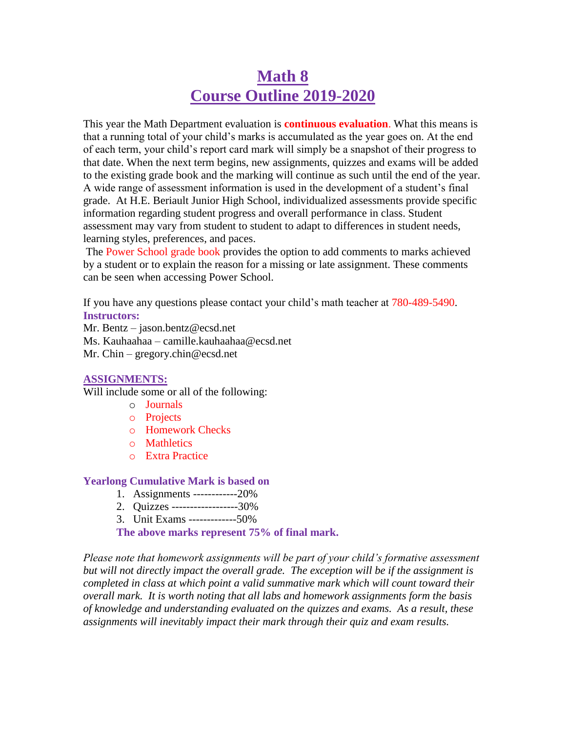# Math 8
# Course Outline 2019-2020

This year the Math Department evaluation is **continuous evaluation**. What this means is that a running total of your child's marks is accumulated as the year goes on. At the end of each term, your child's report card mark will simply be a snapshot of their progress to that date. When the next term begins, new assignments, quizzes and exams will be added to the existing grade book and the marking will continue as such until the end of the year. A wide range of assessment information is used in the development of a student's final grade. At H.E. Beriault Junior High School, individualized assessments provide specific information regarding student progress and overall performance in class. Student assessment may vary from student to student to adapt to differences in student needs, learning styles, preferences, and paces.

The Power School grade book provides the option to add comments to marks achieved by a student or to explain the reason for a missing or late assignment. These comments can be seen when accessing Power School.

If you have any questions please contact your child's math teacher at 780-489-5490.

**Instructors:**

Mr. Bentz – jason.bentz@ecsd.net
Ms. Kauhaahaa – camille.kauhaahaa@ecsd.net
Mr. Chin – gregory.chin@ecsd.net

## ASSIGNMENTS:

Will include some or all of the following:

- Journals
- Projects
- Homework Checks
- Mathletics
- Extra Practice

**Yearlong Cumulative Mark is based on**

1. Assignments ------------20%
2. Quizzes ------------------30%
3. Unit Exams -------------50%

**The above marks represent 75% of final mark.**

*Please note that homework assignments will be part of your child's formative assessment but will not directly impact the overall grade. The exception will be if the assignment is completed in class at which point a valid summative mark which will count toward their overall mark. It is worth noting that all labs and homework assignments form the basis of knowledge and understanding evaluated on the quizzes and exams. As a result, these assignments will inevitably impact their mark through their quiz and exam results.*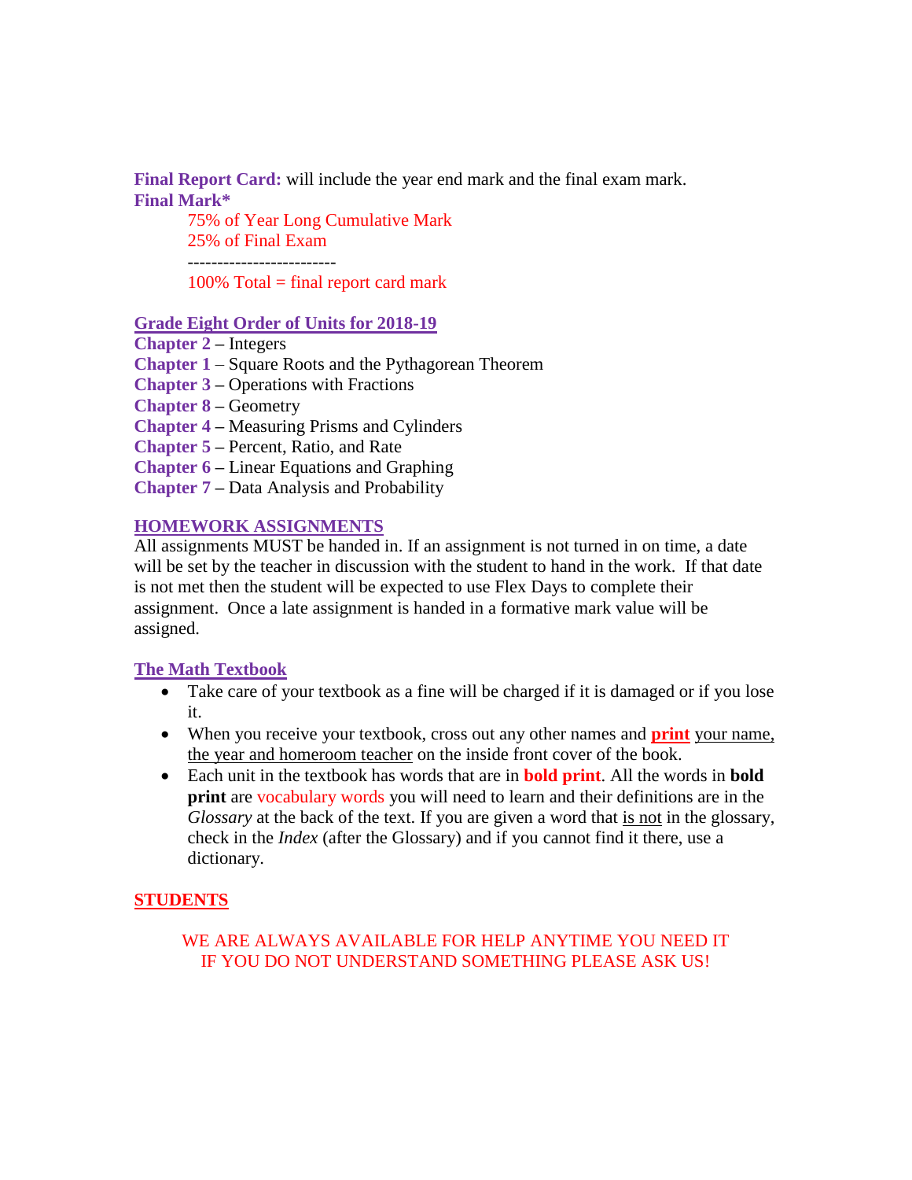**Final Report Card:** will include the year end mark and the final exam mark.

**Final Mark***

75% of Year Long Cumulative Mark
25% of Final Exam
-------------------------
100% Total = final report card mark

## Grade Eight Order of Units for 2018-19

**Chapter 2** – Integers
**Chapter 1** – Square Roots and the Pythagorean Theorem
**Chapter 3** – Operations with Fractions
**Chapter 8** – Geometry
**Chapter 4** – Measuring Prisms and Cylinders
**Chapter 5** – Percent, Ratio, and Rate
**Chapter 6** – Linear Equations and Graphing
**Chapter 7** – Data Analysis and Probability

## HOMEWORK ASSIGNMENTS

All assignments MUST be handed in. If an assignment is not turned in on time, a date will be set by the teacher in discussion with the student to hand in the work. If that date is not met then the student will be expected to use Flex Days to complete their assignment. Once a late assignment is handed in a formative mark value will be assigned.

## The Math Textbook

- Take care of your textbook as a fine will be charged if it is damaged or if you lose it.
- When you receive your textbook, cross out any other names and **print** your name, the year and homeroom teacher on the inside front cover of the book.
- Each unit in the textbook has words that are in **bold print**. All the words in **bold print** are vocabulary words you will need to learn and their definitions are in the *Glossary* at the back of the text. If you are given a word that is not in the glossary, check in the *Index* (after the Glossary) and if you cannot find it there, use a dictionary.

## STUDENTS

WE ARE ALWAYS AVAILABLE FOR HELP ANYTIME YOU NEED IT
IF YOU DO NOT UNDERSTAND SOMETHING PLEASE ASK US!